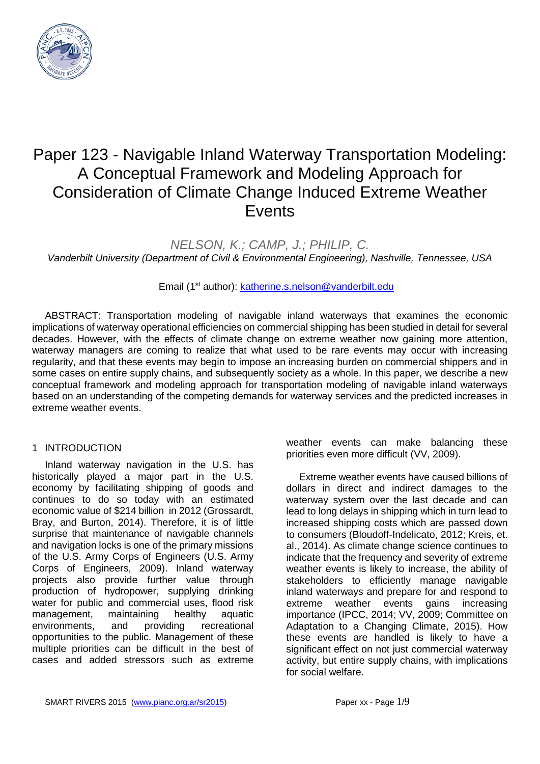# Paper 123 - Navigable Inland Waterway Transportation Modeling: A Conceptual Framework and Modeling Approach for Consideration of Climate Change Induced Extreme Weather Events

NELSON, K.; CAMP, J.; PHILIP, C.

*Vanderbilt University (Department of Civil & Environmental Engineering), Nashville, Tennessee, USA*

Email (1st author): katherine.s.nelson@vanderbilt.edu

ABSTRACT: Transportation modeling of navigable inland waterways that examines the economic implications of waterway operational efficiencies on commercial shipping has been studied in detail for several decades. However, with the effects of climate change on extreme weather now gaining more attention, waterway managers are coming to realize that what used to be rare events may occur with increasing regularity, and that these events may begin to impose an increasing burden on commercial shippers and in some cases on entire supply chains, and subsequently society as a whole. In this paper, we describe a new conceptual framework and modeling approach for transportation modeling of navigable inland waterways based on an understanding of the competing demands for waterway services and the predicted increases in extreme weather events.

## 1 INTRODUCTION

Inland waterway navigation in the U.S. has historically played a major part in the U.S. economy by facilitating shipping of goods and continues to do so today with an estimated economic value of $214 billion in 2012 (Grossardt, Bray, and Burton, 2014). Therefore, it is of little surprise that maintenance of navigable channels and navigation locks is one of the primary missions of the U.S. Army Corps of Engineers (U.S. Army Corps of Engineers, 2009). Inland waterway projects also provide further value through production of hydropower, supplying drinking water for public and commercial uses, flood risk management, maintaining healthy aquatic environments, and providing recreational opportunities to the public. Management of these multiple priorities can be difficult in the best of cases and added stressors such as extreme weather events can make balancing these priorities even more difficult (VV, 2009).

Extreme weather events have caused billions of dollars in direct and indirect damages to the waterway system over the last decade and can lead to long delays in shipping which in turn lead to increased shipping costs which are passed down to consumers (Bloudoff-Indelicato, 2012; Kreis, et. al., 2014). As climate change science continues to indicate that the frequency and severity of extreme weather events is likely to increase, the ability of stakeholders to efficiently manage navigable inland waterways and prepare for and respond to extreme weather events gains increasing importance (IPCC, 2014; VV, 2009; Committee on Adaptation to a Changing Climate, 2015). How these events are handled is likely to have a significant effect on not just commercial waterway activity, but entire supply chains, with implications for social welfare.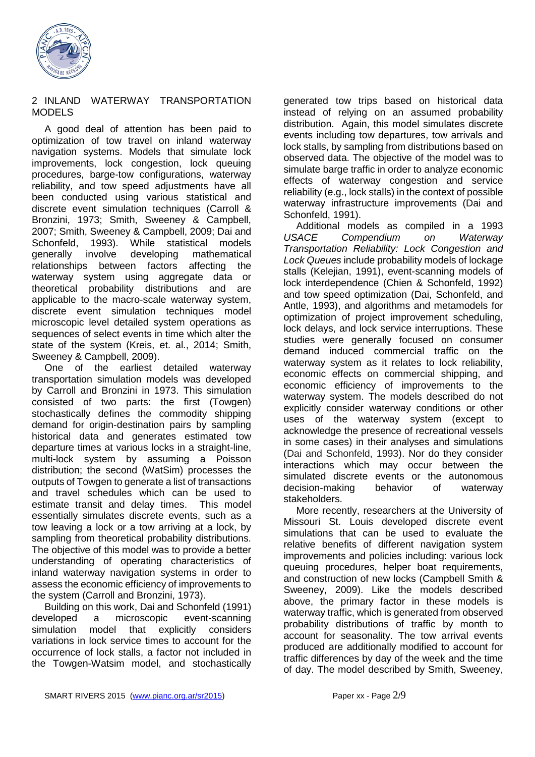## 2 INLAND WATERWAY TRANSPORTATION MODELS

A good deal of attention has been paid to optimization of tow travel on inland waterway navigation systems. Models that simulate lock improvements, lock congestion, lock queuing procedures, barge-tow configurations, waterway reliability, and tow speed adjustments have all been conducted using various statistical and discrete event simulation techniques (Carroll & Bronzini, 1973; Smith, Sweeney & Campbell, 2007; Smith, Sweeney & Campbell, 2009; Dai and Schonfeld, 1993). While statistical models generally involve developing mathematical relationships between factors affecting the waterway system using aggregate data or theoretical probability distributions and are applicable to the macro-scale waterway system, discrete event simulation techniques model microscopic level detailed system operations as sequences of select events in time which alter the state of the system (Kreis, et. al., 2014; Smith, Sweeney & Campbell, 2009).

One of the earliest detailed waterway transportation simulation models was developed by Carroll and Bronzini in 1973. This simulation consisted of two parts: the first (Towgen) stochastically defines the commodity shipping demand for origin-destination pairs by sampling historical data and generates estimated tow departure times at various locks in a straight-line, multi-lock system by assuming a Poisson distribution; the second (WatSim) processes the outputs of Towgen to generate a list of transactions and travel schedules which can be used to estimate transit and delay times. This model essentially simulates discrete events, such as a tow leaving a lock or a tow arriving at a lock, by sampling from theoretical probability distributions. The objective of this model was to provide a better understanding of operating characteristics of inland waterway navigation systems in order to assess the economic efficiency of improvements to the system (Carroll and Bronzini, 1973).

Building on this work, Dai and Schonfeld (1991) developed a microscopic event-scanning simulation model that explicitly considers variations in lock service times to account for the occurrence of lock stalls, a factor not included in the Towgen-Watsim model, and stochastically generated tow trips based on historical data instead of relying on an assumed probability distribution. Again, this model simulates discrete events including tow departures, tow arrivals and lock stalls, by sampling from distributions based on observed data. The objective of the model was to simulate barge traffic in order to analyze economic effects of waterway congestion and service reliability (e.g., lock stalls) in the context of possible waterway infrastructure improvements (Dai and Schonfeld, 1991).

Additional models as compiled in a 1993 *USACE Compendium on Waterway Transportation Reliability: Lock Congestion and Lock Queues* include probability models of lockage stalls (Kelejian, 1991), event-scanning models of lock interdependence (Chien & Schonfeld, 1992) and tow speed optimization (Dai, Schonfeld, and Antle, 1993), and algorithms and metamodels for optimization of project improvement scheduling, lock delays, and lock service interruptions. These studies were generally focused on consumer demand induced commercial traffic on the waterway system as it relates to lock reliability, economic effects on commercial shipping, and economic efficiency of improvements to the waterway system. The models described do not explicitly consider waterway conditions or other uses of the waterway system (except to acknowledge the presence of recreational vessels in some cases) in their analyses and simulations (Dai and Schonfeld, 1993). Nor do they consider interactions which may occur between the simulated discrete events or the autonomous decision-making behavior of waterway stakeholders.

More recently, researchers at the University of Missouri St. Louis developed discrete event simulations that can be used to evaluate the relative benefits of different navigation system improvements and policies including: various lock queuing procedures, helper boat requirements, and construction of new locks (Campbell Smith & Sweeney, 2009). Like the models described above, the primary factor in these models is waterway traffic, which is generated from observed probability distributions of traffic by month to account for seasonality. The tow arrival events produced are additionally modified to account for traffic differences by day of the week and the time of day. The model described by Smith, Sweeney,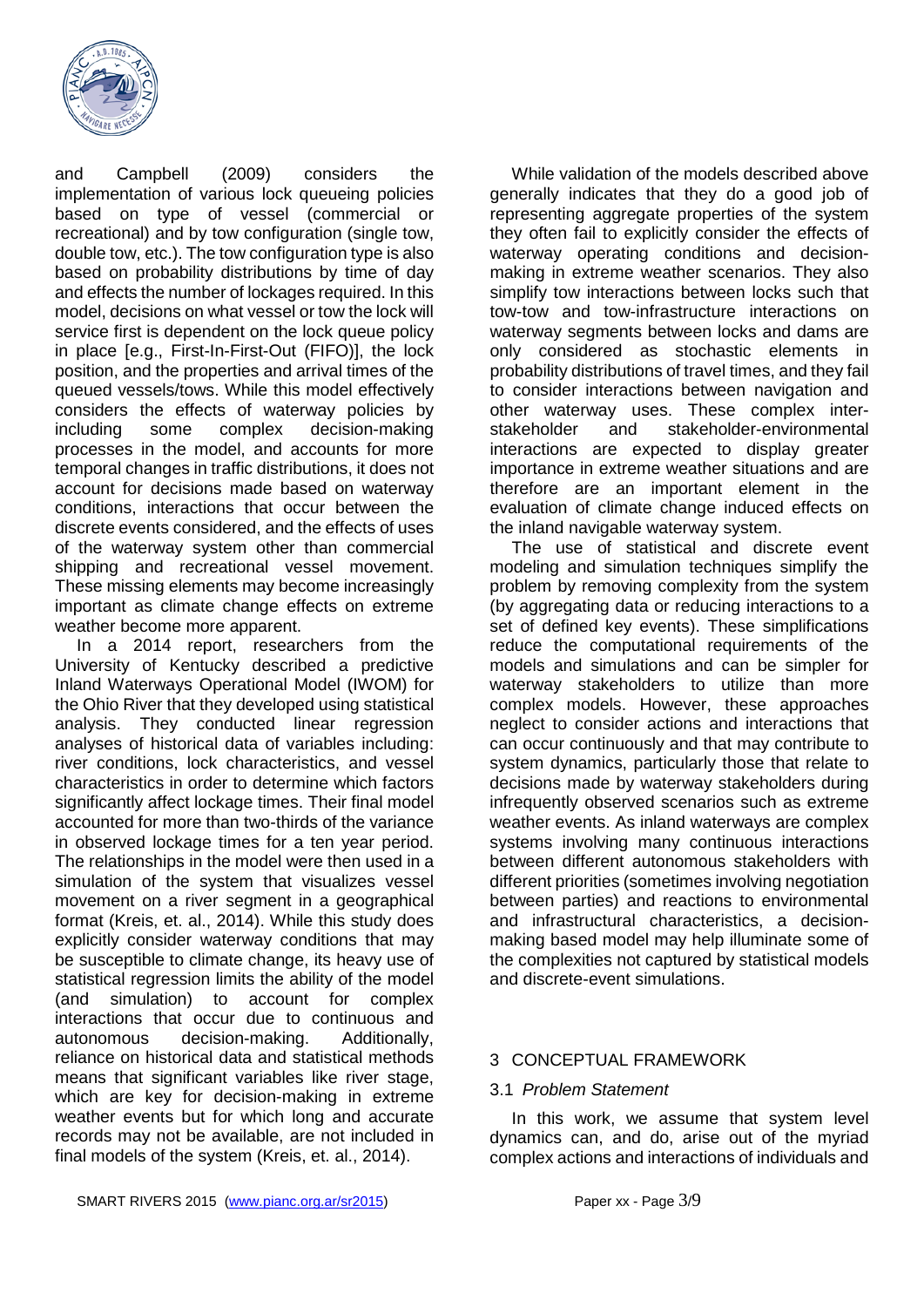and Campbell (2009) considers the implementation of various lock queueing policies based on type of vessel (commercial or recreational) and by tow configuration (single tow, double tow, etc.). The tow configuration type is also based on probability distributions by time of day and effects the number of lockages required. In this model, decisions on what vessel or tow the lock will service first is dependent on the lock queue policy in place [e.g., First-In-First-Out (FIFO)], the lock position, and the properties and arrival times of the queued vessels/tows. While this model effectively considers the effects of waterway policies by including some complex decision-making processes in the model, and accounts for more temporal changes in traffic distributions, it does not account for decisions made based on waterway conditions, interactions that occur between the discrete events considered, and the effects of uses of the waterway system other than commercial shipping and recreational vessel movement. These missing elements may become increasingly important as climate change effects on extreme weather become more apparent.

In a 2014 report, researchers from the University of Kentucky described a predictive Inland Waterways Operational Model (IWOM) for the Ohio River that they developed using statistical analysis. They conducted linear regression analyses of historical data of variables including: river conditions, lock characteristics, and vessel characteristics in order to determine which factors significantly affect lockage times. Their final model accounted for more than two-thirds of the variance in observed lockage times for a ten year period. The relationships in the model were then used in a simulation of the system that visualizes vessel movement on a river segment in a geographical format (Kreis, et. al., 2014). While this study does explicitly consider waterway conditions that may be susceptible to climate change, its heavy use of statistical regression limits the ability of the model (and simulation) to account for complex interactions that occur due to continuous and autonomous decision-making. Additionally, reliance on historical data and statistical methods means that significant variables like river stage, which are key for decision-making in extreme weather events but for which long and accurate records may not be available, are not included in final models of the system (Kreis, et. al., 2014).

While validation of the models described above generally indicates that they do a good job of representing aggregate properties of the system they often fail to explicitly consider the effects of waterway operating conditions and decision-making in extreme weather scenarios. They also simplify tow interactions between locks such that tow-tow and tow-infrastructure interactions on waterway segments between locks and dams are only considered as stochastic elements in probability distributions of travel times, and they fail to consider interactions between navigation and other waterway uses. These complex inter-stakeholder and stakeholder-environmental interactions are expected to display greater importance in extreme weather situations and are therefore are an important element in the evaluation of climate change induced effects on the inland navigable waterway system.

The use of statistical and discrete event modeling and simulation techniques simplify the problem by removing complexity from the system (by aggregating data or reducing interactions to a set of defined key events). These simplifications reduce the computational requirements of the models and simulations and can be simpler for waterway stakeholders to utilize than more complex models. However, these approaches neglect to consider actions and interactions that can occur continuously and that may contribute to system dynamics, particularly those that relate to decisions made by waterway stakeholders during infrequently observed scenarios such as extreme weather events. As inland waterways are complex systems involving many continuous interactions between different autonomous stakeholders with different priorities (sometimes involving negotiation between parties) and reactions to environmental and infrastructural characteristics, a decision-making based model may help illuminate some of the complexities not captured by statistical models and discrete-event simulations.

## 3 CONCEPTUAL FRAMEWORK

### 3.1 *Problem Statement*

In this work, we assume that system level dynamics can, and do, arise out of the myriad complex actions and interactions of individuals and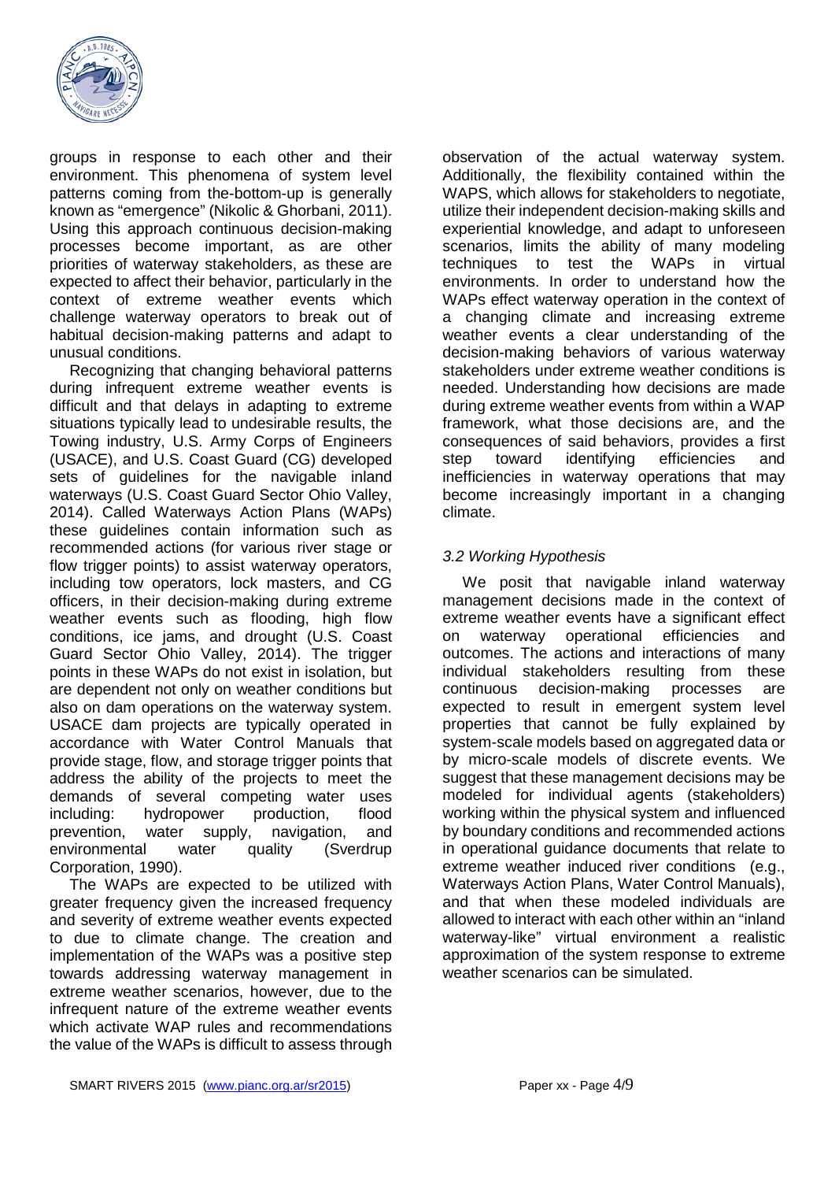groups in response to each other and their environment. This phenomena of system level patterns coming from the-bottom-up is generally known as "emergence" (Nikolic & Ghorbani, 2011). Using this approach continuous decision-making processes become important, as are other priorities of waterway stakeholders, as these are expected to affect their behavior, particularly in the context of extreme weather events which challenge waterway operators to break out of habitual decision-making patterns and adapt to unusual conditions.

Recognizing that changing behavioral patterns during infrequent extreme weather events is difficult and that delays in adapting to extreme situations typically lead to undesirable results, the Towing industry, U.S. Army Corps of Engineers (USACE), and U.S. Coast Guard (CG) developed sets of guidelines for the navigable inland waterways (U.S. Coast Guard Sector Ohio Valley, 2014). Called Waterways Action Plans (WAPs) these guidelines contain information such as recommended actions (for various river stage or flow trigger points) to assist waterway operators, including tow operators, lock masters, and CG officers, in their decision-making during extreme weather events such as flooding, high flow conditions, ice jams, and drought (U.S. Coast Guard Sector Ohio Valley, 2014). The trigger points in these WAPs do not exist in isolation, but are dependent not only on weather conditions but also on dam operations on the waterway system. USACE dam projects are typically operated in accordance with Water Control Manuals that provide stage, flow, and storage trigger points that address the ability of the projects to meet the demands of several competing water uses including: hydropower production, flood prevention, water supply, navigation, and environmental water quality (Sverdrup Corporation, 1990).

The WAPs are expected to be utilized with greater frequency given the increased frequency and severity of extreme weather events expected to due to climate change. The creation and implementation of the WAPs was a positive step towards addressing waterway management in extreme weather scenarios, however, due to the infrequent nature of the extreme weather events which activate WAP rules and recommendations the value of the WAPs is difficult to assess through observation of the actual waterway system. Additionally, the flexibility contained within the WAPS, which allows for stakeholders to negotiate, utilize their independent decision-making skills and experiential knowledge, and adapt to unforeseen scenarios, limits the ability of many modeling techniques to test the WAPs in virtual environments. In order to understand how the WAPs effect waterway operation in the context of a changing climate and increasing extreme weather events a clear understanding of the decision-making behaviors of various waterway stakeholders under extreme weather conditions is needed. Understanding how decisions are made during extreme weather events from within a WAP framework, what those decisions are, and the consequences of said behaviors, provides a first step toward identifying efficiencies and inefficiencies in waterway operations that may become increasingly important in a changing climate.

### *3.2 Working Hypothesis*

We posit that navigable inland waterway management decisions made in the context of extreme weather events have a significant effect on waterway operational efficiencies and outcomes. The actions and interactions of many individual stakeholders resulting from these continuous decision-making processes are expected to result in emergent system level properties that cannot be fully explained by system-scale models based on aggregated data or by micro-scale models of discrete events. We suggest that these management decisions may be modeled for individual agents (stakeholders) working within the physical system and influenced by boundary conditions and recommended actions in operational guidance documents that relate to extreme weather induced river conditions (e.g., Waterways Action Plans, Water Control Manuals), and that when these modeled individuals are allowed to interact with each other within an "inland waterway-like" virtual environment a realistic approximation of the system response to extreme weather scenarios can be simulated.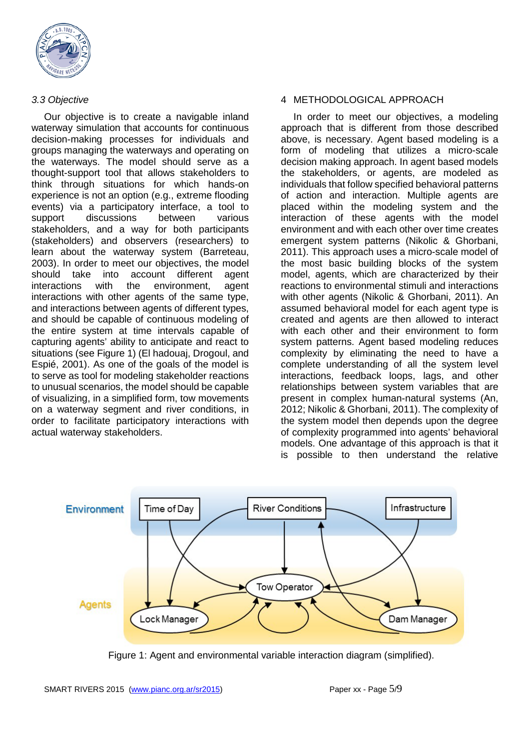### *3.3 Objective*

Our objective is to create a navigable inland waterway simulation that accounts for continuous decision-making processes for individuals and groups managing the waterways and operating on the waterways. The model should serve as a thought-support tool that allows stakeholders to think through situations for which hands-on experience is not an option (e.g., extreme flooding events) via a participatory interface, a tool to support discussions between various stakeholders, and a way for both participants (stakeholders) and observers (researchers) to learn about the waterway system (Barreteau, 2003). In order to meet our objectives, the model should take into account different agent interactions with the environment, agent interactions with other agents of the same type, and interactions between agents of different types, and should be capable of continuous modeling of the entire system at time intervals capable of capturing agents' ability to anticipate and react to situations (see Figure 1) (El hadouaj, Drogoul, and Espié, 2001). As one of the goals of the model is to serve as tool for modeling stakeholder reactions to unusual scenarios, the model should be capable of visualizing, in a simplified form, tow movements on a waterway segment and river conditions, in order to facilitate participatory interactions with actual waterway stakeholders.

## 4 METHODOLOGICAL APPROACH

In order to meet our objectives, a modeling approach that is different from those described above, is necessary. Agent based modeling is a form of modeling that utilizes a micro-scale decision making approach. In agent based models the stakeholders, or agents, are modeled as individuals that follow specified behavioral patterns of action and interaction. Multiple agents are placed within the modeling system and the interaction of these agents with the model environment and with each other over time creates emergent system patterns (Nikolic & Ghorbani, 2011). This approach uses a micro-scale model of the most basic building blocks of the system model, agents, which are characterized by their reactions to environmental stimuli and interactions with other agents (Nikolic & Ghorbani, 2011). An assumed behavioral model for each agent type is created and agents are then allowed to interact with each other and their environment to form system patterns. Agent based modeling reduces complexity by eliminating the need to have a complete understanding of all the system level interactions, feedback loops, lags, and other relationships between system variables that are present in complex human-natural systems (An, 2012; Nikolic & Ghorbani, 2011). The complexity of the system model then depends upon the degree of complexity programmed into agents' behavioral models. One advantage of this approach is that it is possible to then understand the relative

Figure 1: Agent and environmental variable interaction diagram (simplified).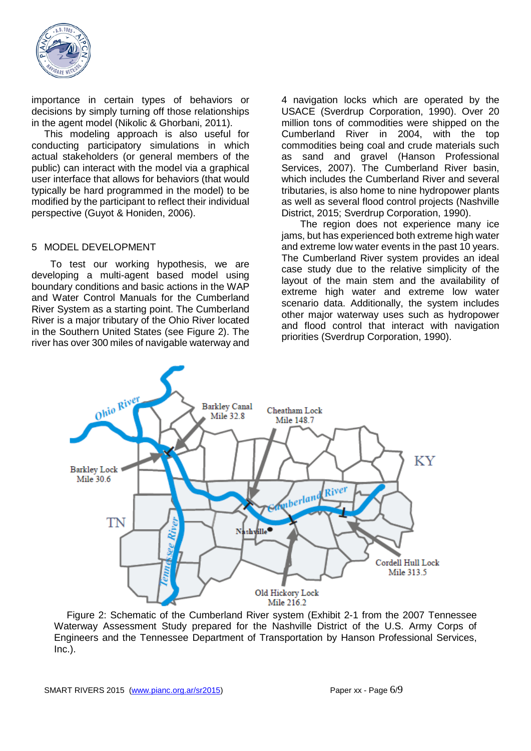importance in certain types of behaviors or decisions by simply turning off those relationships in the agent model (Nikolic & Ghorbani, 2011).

This modeling approach is also useful for conducting participatory simulations in which actual stakeholders (or general members of the public) can interact with the model via a graphical user interface that allows for behaviors (that would typically be hard programmed in the model) to be modified by the participant to reflect their individual perspective (Guyot & Honiden, 2006).

## 5 MODEL DEVELOPMENT

To test our working hypothesis, we are developing a multi-agent based model using boundary conditions and basic actions in the WAP and Water Control Manuals for the Cumberland River System as a starting point. The Cumberland River is a major tributary of the Ohio River located in the Southern United States (see Figure 2). The river has over 300 miles of navigable waterway and 4 navigation locks which are operated by the USACE (Sverdrup Corporation, 1990). Over 20 million tons of commodities were shipped on the Cumberland River in 2004, with the top commodities being coal and crude materials such as sand and gravel (Hanson Professional Services, 2007). The Cumberland River basin, which includes the Cumberland River and several tributaries, is also home to nine hydropower plants as well as several flood control projects (Nashville District, 2015; Sverdrup Corporation, 1990).

The region does not experience many ice jams, but has experienced both extreme high water and extreme low water events in the past 10 years. The Cumberland River system provides an ideal case study due to the relative simplicity of the layout of the main stem and the availability of extreme high water and extreme low water scenario data. Additionally, the system includes other major waterway uses such as hydropower and flood control that interact with navigation priorities (Sverdrup Corporation, 1990).

Figure 2: Schematic of the Cumberland River system (Exhibit 2-1 from the 2007 Tennessee Waterway Assessment Study prepared for the Nashville District of the U.S. Army Corps of Engineers and the Tennessee Department of Transportation by Hanson Professional Services, Inc.).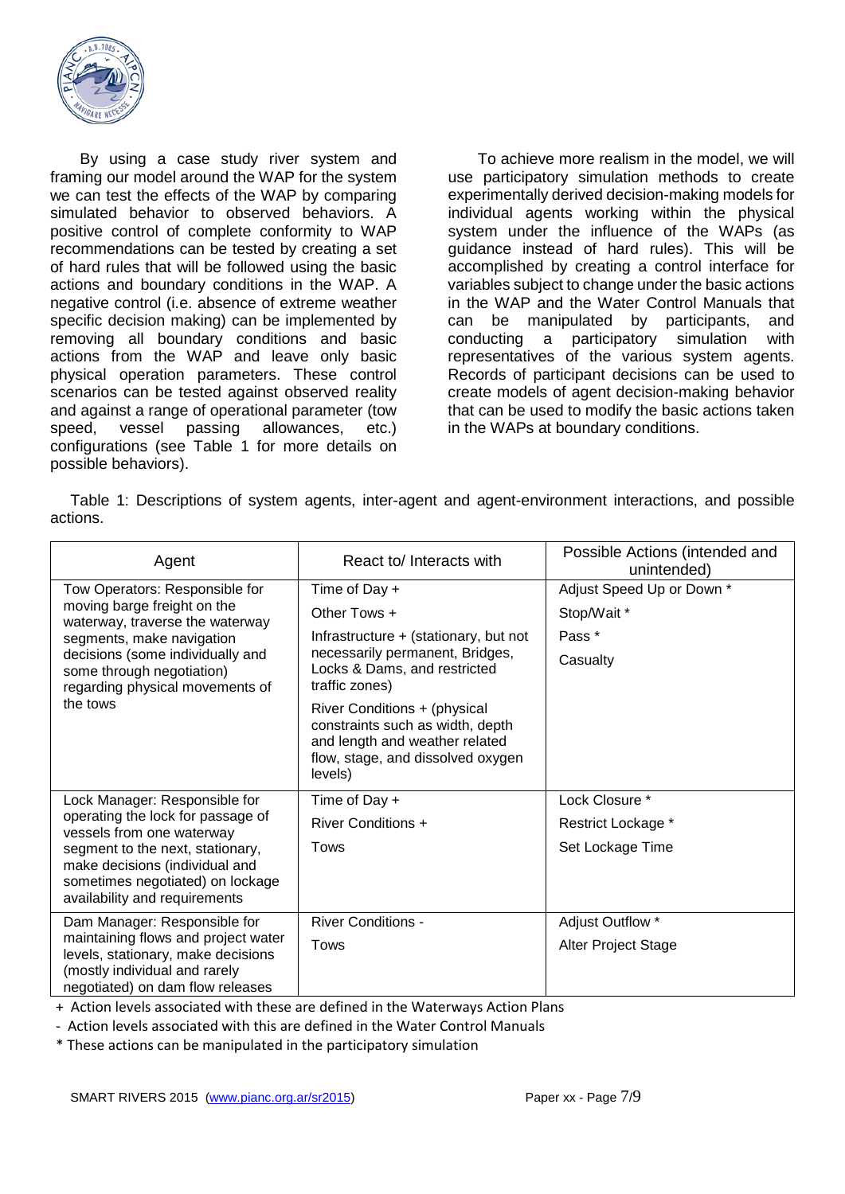By using a case study river system and framing our model around the WAP for the system we can test the effects of the WAP by comparing simulated behavior to observed behaviors. A positive control of complete conformity to WAP recommendations can be tested by creating a set of hard rules that will be followed using the basic actions and boundary conditions in the WAP. A negative control (i.e. absence of extreme weather specific decision making) can be implemented by removing all boundary conditions and basic actions from the WAP and leave only basic physical operation parameters. These control scenarios can be tested against observed reality and against a range of operational parameter (tow speed, vessel passing allowances, etc.) configurations (see Table 1 for more details on possible behaviors).

To achieve more realism in the model, we will use participatory simulation methods to create experimentally derived decision-making models for individual agents working within the physical system under the influence of the WAPs (as guidance instead of hard rules). This will be accomplished by creating a control interface for variables subject to change under the basic actions in the WAP and the Water Control Manuals that can be manipulated by participants, and conducting a participatory simulation with representatives of the various system agents. Records of participant decisions can be used to create models of agent decision-making behavior that can be used to modify the basic actions taken in the WAPs at boundary conditions.

Table 1: Descriptions of system agents, inter-agent and agent-environment interactions, and possible actions.

| Agent | React to/ Interacts with | Possible Actions (intended and unintended) |
|---|---|---|
| Tow Operators: Responsible for moving barge freight on the waterway, traverse the waterway segments, make navigation decisions (some individually and some through negotiation) regarding physical movements of the tows | Time of Day +<br>Other Tows +<br>Infrastructure + (stationary, but not necessarily permanent, Bridges, Locks & Dams, and restricted traffic zones)<br>River Conditions + (physical constraints such as width, depth and length and weather related flow, stage, and dissolved oxygen levels) | Adjust Speed Up or Down *<br>Stop/Wait *<br>Pass *<br>Casualty |
| Lock Manager: Responsible for operating the lock for passage of vessels from one waterway segment to the next, stationary, make decisions (individual and sometimes negotiated) on lockage availability and requirements | Time of Day +<br>River Conditions +<br>Tows | Lock Closure *<br>Restrict Lockage *<br>Set Lockage Time |
| Dam Manager: Responsible for maintaining flows and project water levels, stationary, make decisions (mostly individual and rarely negotiated) on dam flow releases | River Conditions -<br>Tows | Adjust Outflow *<br>Alter Project Stage |

+ Action levels associated with these are defined in the Waterways Action Plans

- Action levels associated with this are defined in the Water Control Manuals

* These actions can be manipulated in the participatory simulation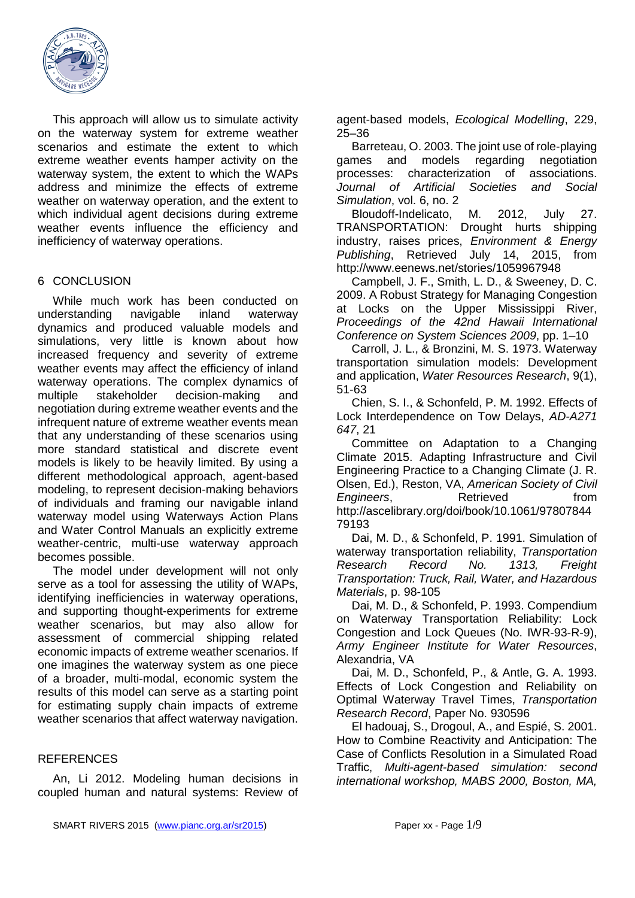This approach will allow us to simulate activity on the waterway system for extreme weather scenarios and estimate the extent to which extreme weather events hamper activity on the waterway system, the extent to which the WAPs address and minimize the effects of extreme weather on waterway operation, and the extent to which individual agent decisions during extreme weather events influence the efficiency and inefficiency of waterway operations.

## 6 CONCLUSION

While much work has been conducted on understanding navigable inland waterway dynamics and produced valuable models and simulations, very little is known about how increased frequency and severity of extreme weather events may affect the efficiency of inland waterway operations. The complex dynamics of multiple stakeholder decision-making and negotiation during extreme weather events and the infrequent nature of extreme weather events mean that any understanding of these scenarios using more standard statistical and discrete event models is likely to be heavily limited. By using a different methodological approach, agent-based modeling, to represent decision-making behaviors of individuals and framing our navigable inland waterway model using Waterways Action Plans and Water Control Manuals an explicitly extreme weather-centric, multi-use waterway approach becomes possible.

The model under development will not only serve as a tool for assessing the utility of WAPs, identifying inefficiencies in waterway operations, and supporting thought-experiments for extreme weather scenarios, but may also allow for assessment of commercial shipping related economic impacts of extreme weather scenarios. If one imagines the waterway system as one piece of a broader, multi-modal, economic system the results of this model can serve as a starting point for estimating supply chain impacts of extreme weather scenarios that affect waterway navigation.

## REFERENCES

An, Li 2012. Modeling human decisions in coupled human and natural systems: Review of agent-based models, *Ecological Modelling*, 229, 25–36

Barreteau, O. 2003. The joint use of role-playing games and models regarding negotiation processes: characterization of associations. *Journal of Artificial Societies and Social Simulation*, vol. 6, no. 2

Bloudoff-Indelicato, M. 2012, July 27. TRANSPORTATION: Drought hurts shipping industry, raises prices, *Environment & Energy Publishing*, Retrieved July 14, 2015, from http://www.eenews.net/stories/1059967948

Campbell, J. F., Smith, L. D., & Sweeney, D. C. 2009. A Robust Strategy for Managing Congestion at Locks on the Upper Mississippi River, *Proceedings of the 42nd Hawaii International Conference on System Sciences 2009*, pp. 1–10

Carroll, J. L., & Bronzini, M. S. 1973. Waterway transportation simulation models: Development and application, *Water Resources Research*, 9(1), 51-63

Chien, S. I., & Schonfeld, P. M. 1992. Effects of Lock Interdependence on Tow Delays, *AD-A271 647*, 21

Committee on Adaptation to a Changing Climate 2015. Adapting Infrastructure and Civil Engineering Practice to a Changing Climate (J. R. Olsen, Ed.), Reston, VA, *American Society of Civil Engineers*, Retrieved from http://ascelibrary.org/doi/book/10.1061/9780784479193

Dai, M. D., & Schonfeld, P. 1991. Simulation of waterway transportation reliability, *Transportation Research Record No. 1313, Freight Transportation: Truck, Rail, Water, and Hazardous Materials*, p. 98-105

Dai, M. D., & Schonfeld, P. 1993. Compendium on Waterway Transportation Reliability: Lock Congestion and Lock Queues (No. IWR-93-R-9), *Army Engineer Institute for Water Resources*, Alexandria, VA

Dai, M. D., Schonfeld, P., & Antle, G. A. 1993. Effects of Lock Congestion and Reliability on Optimal Waterway Travel Times, *Transportation Research Record*, Paper No. 930596

El hadouaj, S., Drogoul, A., and Espié, S. 2001. How to Combine Reactivity and Anticipation: The Case of Conflicts Resolution in a Simulated Road Traffic, *Multi-agent-based simulation: second international workshop, MABS 2000, Boston, MA,*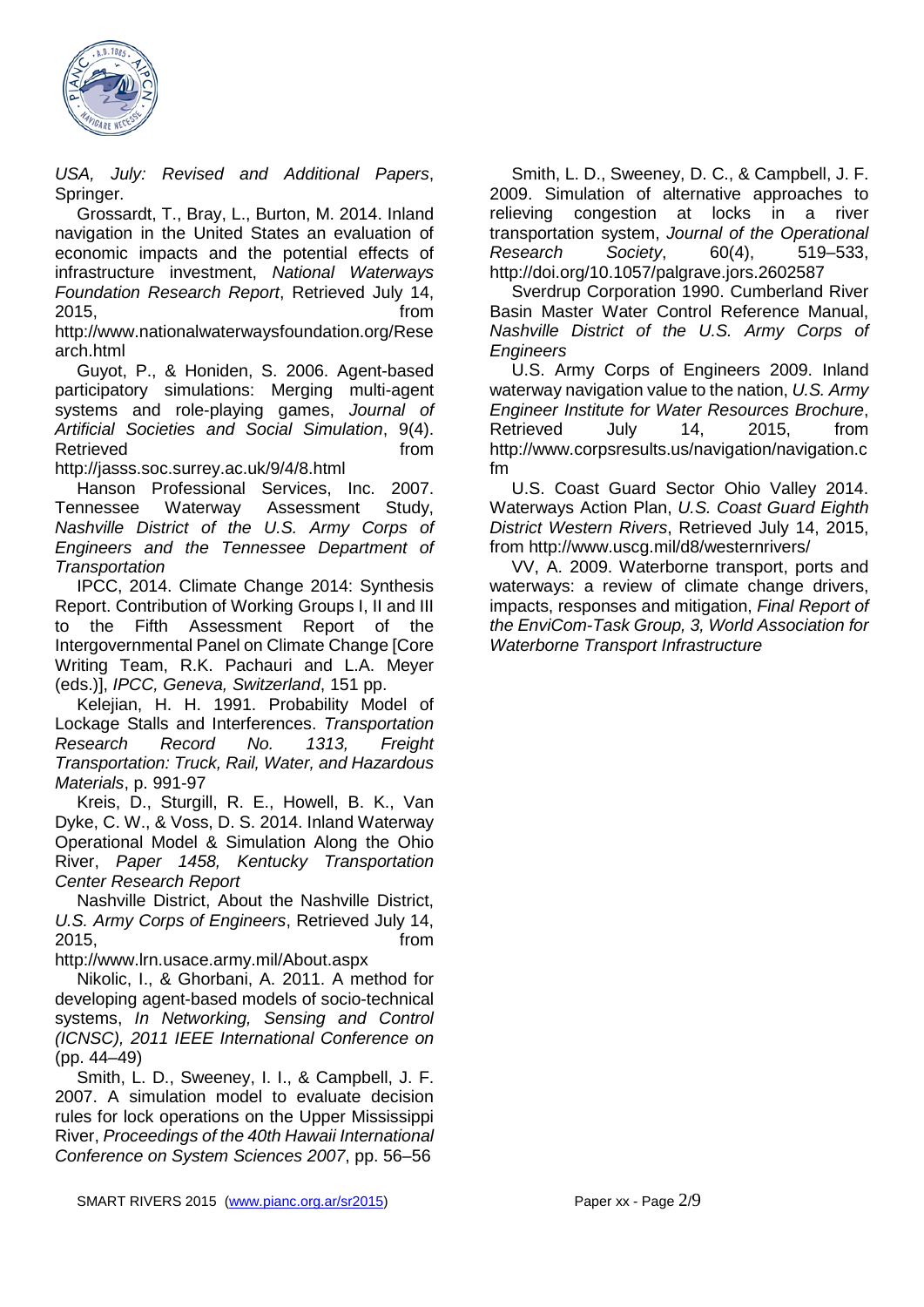*USA, July: Revised and Additional Papers*, Springer.

Grossardt, T., Bray, L., Burton, M. 2014. Inland navigation in the United States an evaluation of economic impacts and the potential effects of infrastructure investment, *National Waterways Foundation Research Report*, Retrieved July 14, 2015, from http://www.nationalwaterwaysfoundation.org/Research.html

Guyot, P., & Honiden, S. 2006. Agent-based participatory simulations: Merging multi-agent systems and role-playing games, *Journal of Artificial Societies and Social Simulation*, 9(4). Retrieved from http://jasss.soc.surrey.ac.uk/9/4/8.html

Hanson Professional Services, Inc. 2007. Tennessee Waterway Assessment Study, *Nashville District of the U.S. Army Corps of Engineers and the Tennessee Department of Transportation*

IPCC, 2014. Climate Change 2014: Synthesis Report. Contribution of Working Groups I, II and III to the Fifth Assessment Report of the Intergovernmental Panel on Climate Change [Core Writing Team, R.K. Pachauri and L.A. Meyer (eds.)], *IPCC, Geneva, Switzerland*, 151 pp.

Kelejian, H. H. 1991. Probability Model of Lockage Stalls and Interferences. *Transportation Research Record No. 1313, Freight Transportation: Truck, Rail, Water, and Hazardous Materials*, p. 991-97

Kreis, D., Sturgill, R. E., Howell, B. K., Van Dyke, C. W., & Voss, D. S. 2014. Inland Waterway Operational Model & Simulation Along the Ohio River, *Paper 1458, Kentucky Transportation Center Research Report*

Nashville District, About the Nashville District, *U.S. Army Corps of Engineers*, Retrieved July 14, 2015, from http://www.lrn.usace.army.mil/About.aspx

Nikolic, I., & Ghorbani, A. 2011. A method for developing agent-based models of socio-technical systems, *In Networking, Sensing and Control (ICNSC), 2011 IEEE International Conference on* (pp. 44–49)

Smith, L. D., Sweeney, I. I., & Campbell, J. F. 2007. A simulation model to evaluate decision rules for lock operations on the Upper Mississippi River, *Proceedings of the 40th Hawaii International Conference on System Sciences 2007*, pp. 56–56

Smith, L. D., Sweeney, D. C., & Campbell, J. F. 2009. Simulation of alternative approaches to relieving congestion at locks in a river transportation system, *Journal of the Operational Research Society*, 60(4), 519–533, http://doi.org/10.1057/palgrave.jors.2602587

Sverdrup Corporation 1990. Cumberland River Basin Master Water Control Reference Manual, *Nashville District of the U.S. Army Corps of Engineers*

U.S. Army Corps of Engineers 2009. Inland waterway navigation value to the nation, *U.S. Army Engineer Institute for Water Resources Brochure*, Retrieved July 14, 2015, from http://www.corpsresults.us/navigation/navigation.cfm

U.S. Coast Guard Sector Ohio Valley 2014. Waterways Action Plan, *U.S. Coast Guard Eighth District Western Rivers*, Retrieved July 14, 2015, from http://www.uscg.mil/d8/westernrivers/

VV, A. 2009. Waterborne transport, ports and waterways: a review of climate change drivers, impacts, responses and mitigation, *Final Report of the EnviCom-Task Group, 3, World Association for Waterborne Transport Infrastructure*